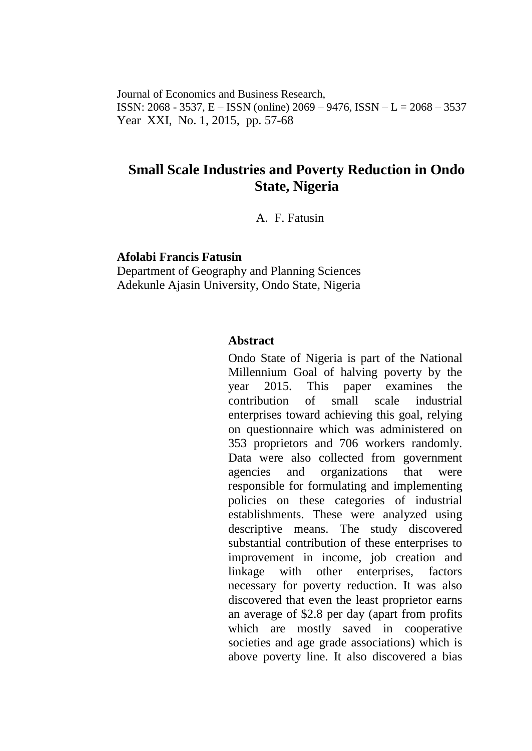Journal of Economics and Business Research,
ISSN: 2068 - 3537, E – ISSN (online) 2069 – 9476, ISSN – L = 2068 – 3537
Year XXI, No. 1, 2015, pp. 57-68

# Small Scale Industries and Poverty Reduction in Ondo State, Nigeria

A. F. Fatusin

**Afolabi Francis Fatusin**
Department of Geography and Planning Sciences
Adekunle Ajasin University, Ondo State, Nigeria

### Abstract

Ondo State of Nigeria is part of the National Millennium Goal of halving poverty by the year 2015. This paper examines the contribution of small scale industrial enterprises toward achieving this goal, relying on questionnaire which was administered on 353 proprietors and 706 workers randomly. Data were also collected from government agencies and organizations that were responsible for formulating and implementing policies on these categories of industrial establishments. These were analyzed using descriptive means. The study discovered substantial contribution of these enterprises to improvement in income, job creation and linkage with other enterprises, factors necessary for poverty reduction. It was also discovered that even the least proprietor earns an average of $2.8 per day (apart from profits which are mostly saved in cooperative societies and age grade associations) which is above poverty line. It also discovered a bias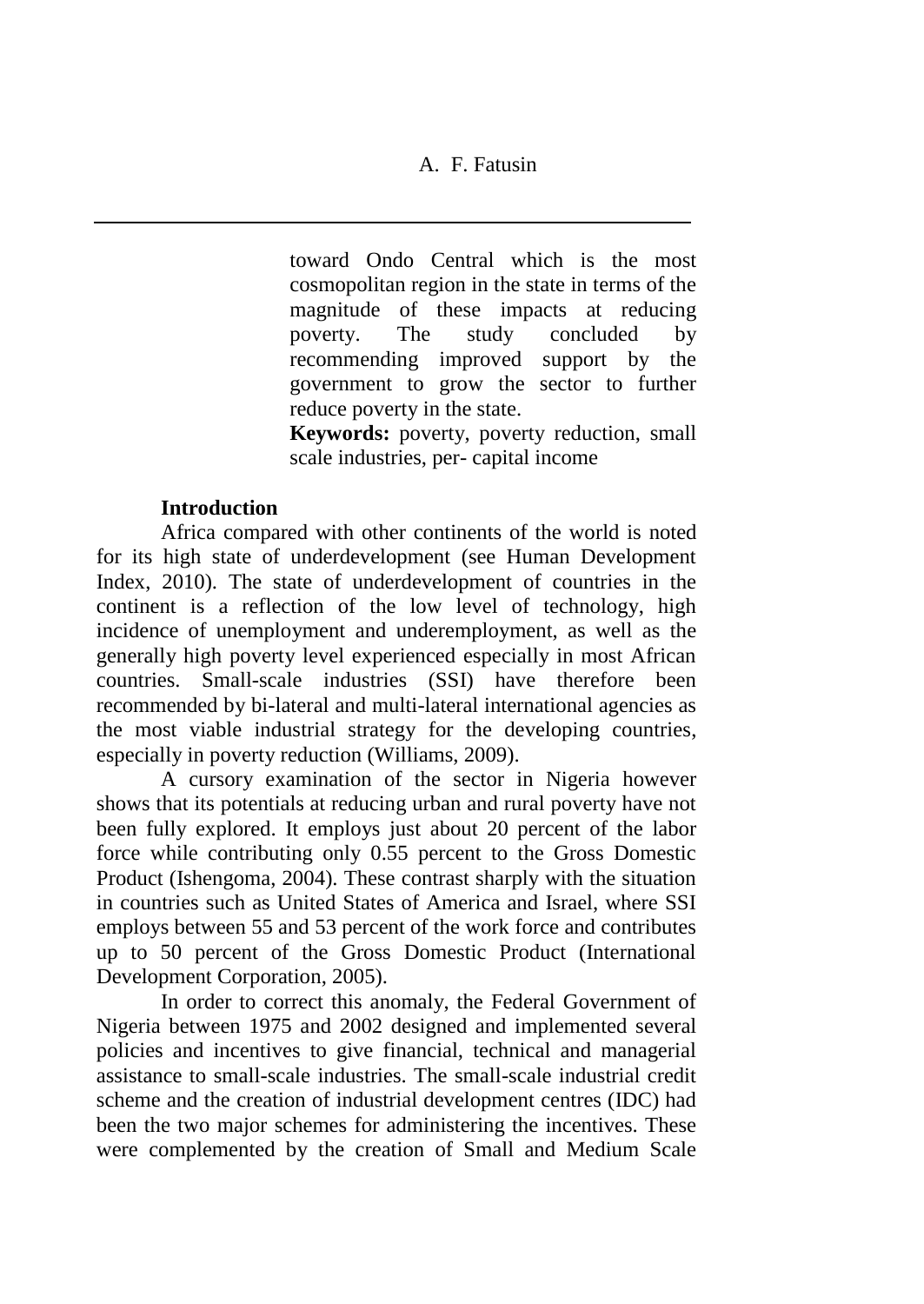toward Ondo Central which is the most cosmopolitan region in the state in terms of the magnitude of these impacts at reducing poverty. The study concluded by recommending improved support by the government to grow the sector to further reduce poverty in the state.

**Keywords:** poverty, poverty reduction, small scale industries, per- capital income

## Introduction

Africa compared with other continents of the world is noted for its high state of underdevelopment (see Human Development Index, 2010). The state of underdevelopment of countries in the continent is a reflection of the low level of technology, high incidence of unemployment and underemployment, as well as the generally high poverty level experienced especially in most African countries. Small-scale industries (SSI) have therefore been recommended by bi-lateral and multi-lateral international agencies as the most viable industrial strategy for the developing countries, especially in poverty reduction (Williams, 2009).

A cursory examination of the sector in Nigeria however shows that its potentials at reducing urban and rural poverty have not been fully explored. It employs just about 20 percent of the labor force while contributing only 0.55 percent to the Gross Domestic Product (Ishengoma, 2004). These contrast sharply with the situation in countries such as United States of America and Israel, where SSI employs between 55 and 53 percent of the work force and contributes up to 50 percent of the Gross Domestic Product (International Development Corporation, 2005).

In order to correct this anomaly, the Federal Government of Nigeria between 1975 and 2002 designed and implemented several policies and incentives to give financial, technical and managerial assistance to small-scale industries. The small-scale industrial credit scheme and the creation of industrial development centres (IDC) had been the two major schemes for administering the incentives. These were complemented by the creation of Small and Medium Scale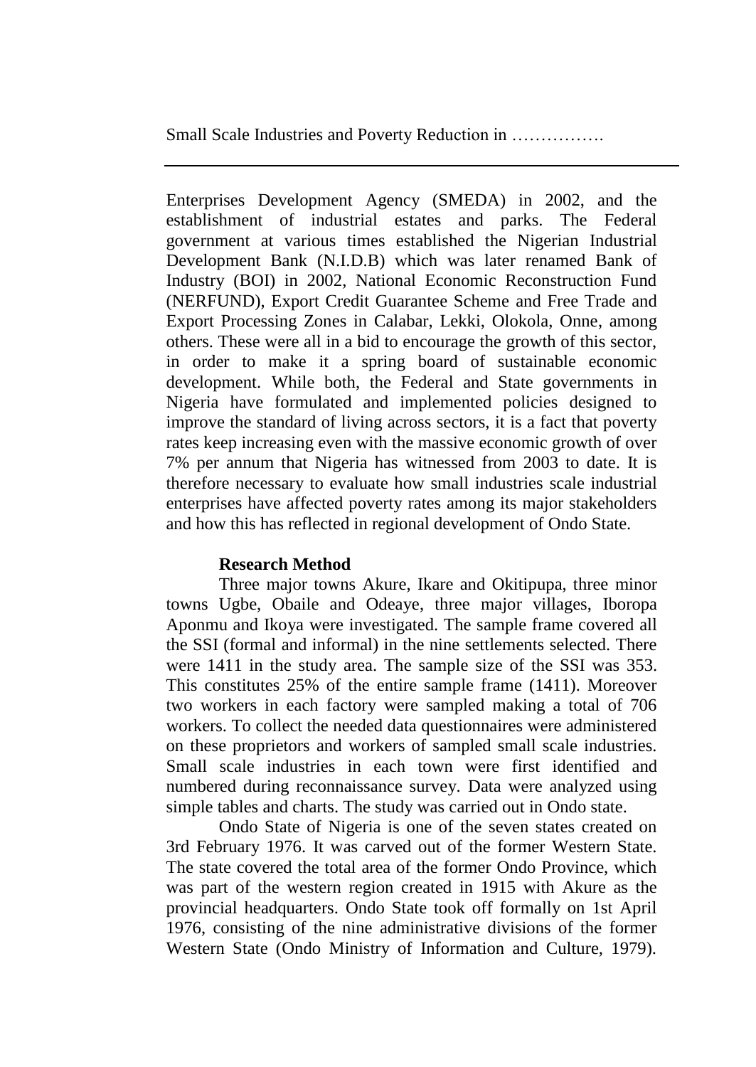Enterprises Development Agency (SMEDA) in 2002, and the establishment of industrial estates and parks. The Federal government at various times established the Nigerian Industrial Development Bank (N.I.D.B) which was later renamed Bank of Industry (BOI) in 2002, National Economic Reconstruction Fund (NERFUND), Export Credit Guarantee Scheme and Free Trade and Export Processing Zones in Calabar, Lekki, Olokola, Onne, among others. These were all in a bid to encourage the growth of this sector, in order to make it a spring board of sustainable economic development. While both, the Federal and State governments in Nigeria have formulated and implemented policies designed to improve the standard of living across sectors, it is a fact that poverty rates keep increasing even with the massive economic growth of over 7% per annum that Nigeria has witnessed from 2003 to date. It is therefore necessary to evaluate how small industries scale industrial enterprises have affected poverty rates among its major stakeholders and how this has reflected in regional development of Ondo State.

## Research Method

Three major towns Akure, Ikare and Okitipupa, three minor towns Ugbe, Obaile and Odeaye, three major villages, Iboropa Aponmu and Ikoya were investigated. The sample frame covered all the SSI (formal and informal) in the nine settlements selected. There were 1411 in the study area. The sample size of the SSI was 353. This constitutes 25% of the entire sample frame (1411). Moreover two workers in each factory were sampled making a total of 706 workers. To collect the needed data questionnaires were administered on these proprietors and workers of sampled small scale industries. Small scale industries in each town were first identified and numbered during reconnaissance survey. Data were analyzed using simple tables and charts. The study was carried out in Ondo state.

Ondo State of Nigeria is one of the seven states created on 3rd February 1976. It was carved out of the former Western State. The state covered the total area of the former Ondo Province, which was part of the western region created in 1915 with Akure as the provincial headquarters. Ondo State took off formally on 1st April 1976, consisting of the nine administrative divisions of the former Western State (Ondo Ministry of Information and Culture, 1979).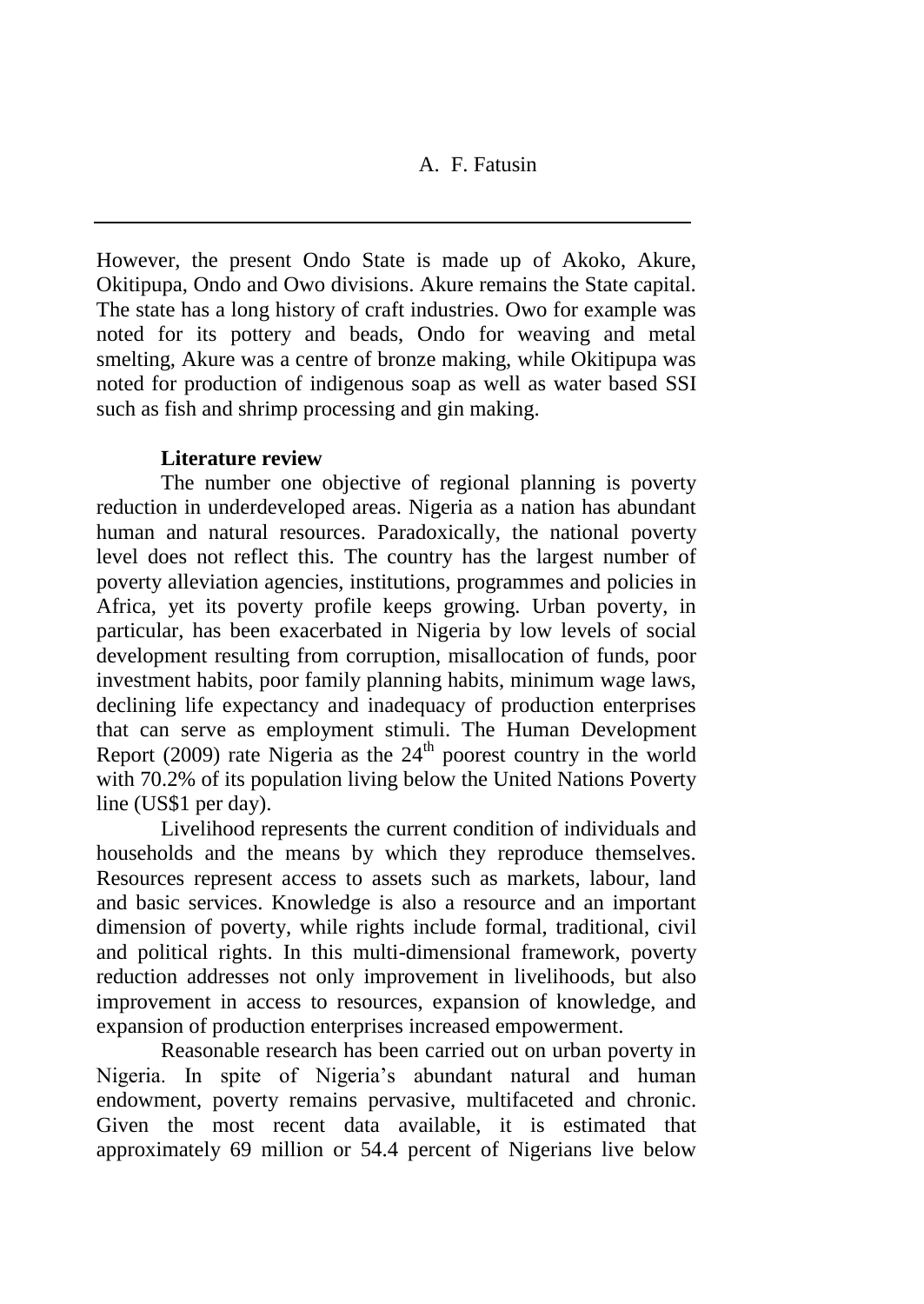However, the present Ondo State is made up of Akoko, Akure, Okitipupa, Ondo and Owo divisions. Akure remains the State capital. The state has a long history of craft industries. Owo for example was noted for its pottery and beads, Ondo for weaving and metal smelting, Akure was a centre of bronze making, while Okitipupa was noted for production of indigenous soap as well as water based SSI such as fish and shrimp processing and gin making.

## Literature review

The number one objective of regional planning is poverty reduction in underdeveloped areas. Nigeria as a nation has abundant human and natural resources. Paradoxically, the national poverty level does not reflect this. The country has the largest number of poverty alleviation agencies, institutions, programmes and policies in Africa, yet its poverty profile keeps growing. Urban poverty, in particular, has been exacerbated in Nigeria by low levels of social development resulting from corruption, misallocation of funds, poor investment habits, poor family planning habits, minimum wage laws, declining life expectancy and inadequacy of production enterprises that can serve as employment stimuli. The Human Development Report (2009) rate Nigeria as the 24th poorest country in the world with 70.2% of its population living below the United Nations Poverty line (US$1 per day).

Livelihood represents the current condition of individuals and households and the means by which they reproduce themselves. Resources represent access to assets such as markets, labour, land and basic services. Knowledge is also a resource and an important dimension of poverty, while rights include formal, traditional, civil and political rights. In this multi-dimensional framework, poverty reduction addresses not only improvement in livelihoods, but also improvement in access to resources, expansion of knowledge, and expansion of production enterprises increased empowerment.

Reasonable research has been carried out on urban poverty in Nigeria. In spite of Nigeria's abundant natural and human endowment, poverty remains pervasive, multifaceted and chronic. Given the most recent data available, it is estimated that approximately 69 million or 54.4 percent of Nigerians live below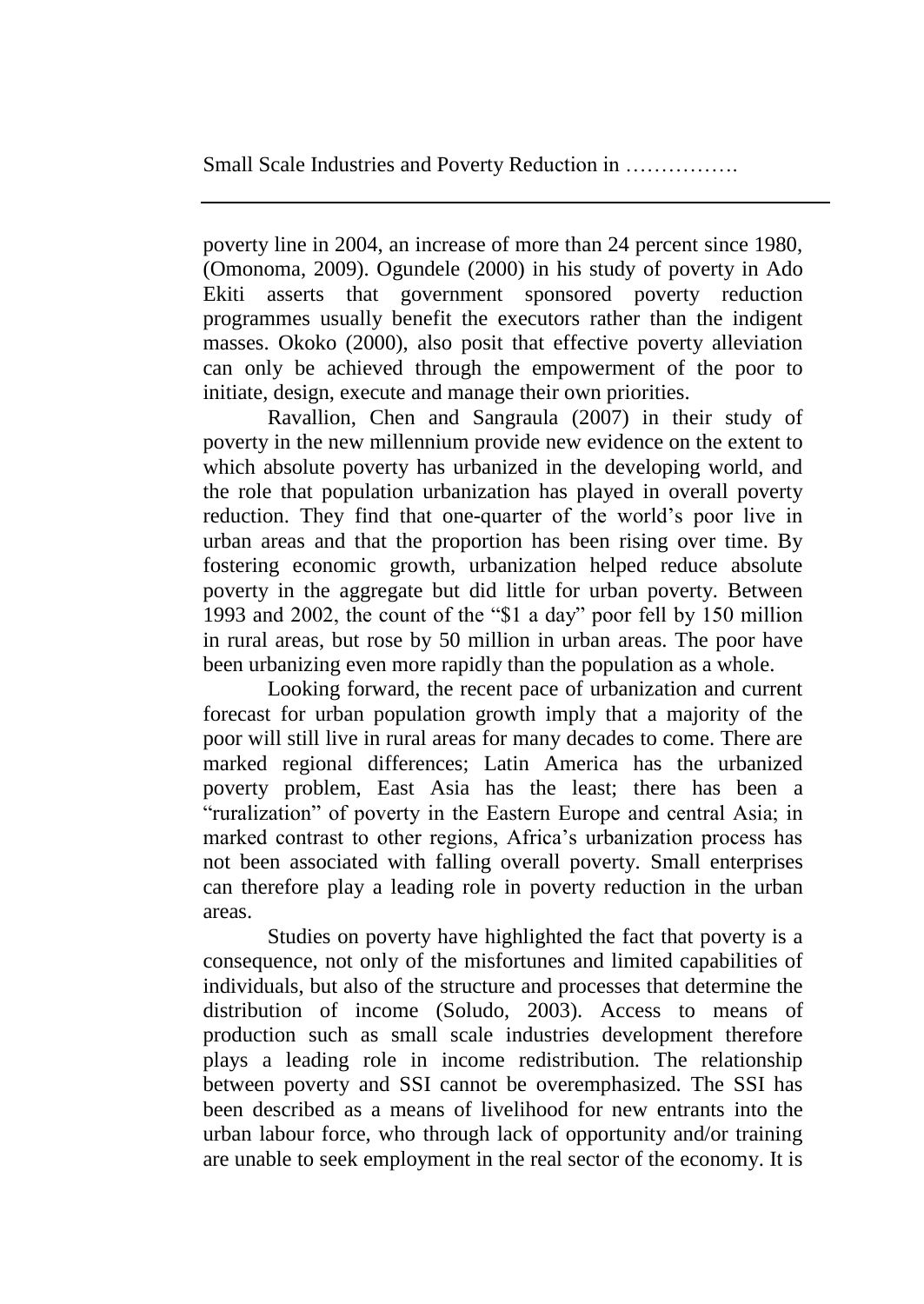poverty line in 2004, an increase of more than 24 percent since 1980, (Omonoma, 2009). Ogundele (2000) in his study of poverty in Ado Ekiti asserts that government sponsored poverty reduction programmes usually benefit the executors rather than the indigent masses. Okoko (2000), also posit that effective poverty alleviation can only be achieved through the empowerment of the poor to initiate, design, execute and manage their own priorities.

Ravallion, Chen and Sangraula (2007) in their study of poverty in the new millennium provide new evidence on the extent to which absolute poverty has urbanized in the developing world, and the role that population urbanization has played in overall poverty reduction. They find that one-quarter of the world's poor live in urban areas and that the proportion has been rising over time. By fostering economic growth, urbanization helped reduce absolute poverty in the aggregate but did little for urban poverty. Between 1993 and 2002, the count of the "$1 a day" poor fell by 150 million in rural areas, but rose by 50 million in urban areas. The poor have been urbanizing even more rapidly than the population as a whole.

Looking forward, the recent pace of urbanization and current forecast for urban population growth imply that a majority of the poor will still live in rural areas for many decades to come. There are marked regional differences; Latin America has the urbanized poverty problem, East Asia has the least; there has been a "ruralization" of poverty in the Eastern Europe and central Asia; in marked contrast to other regions, Africa's urbanization process has not been associated with falling overall poverty. Small enterprises can therefore play a leading role in poverty reduction in the urban areas.

Studies on poverty have highlighted the fact that poverty is a consequence, not only of the misfortunes and limited capabilities of individuals, but also of the structure and processes that determine the distribution of income (Soludo, 2003). Access to means of production such as small scale industries development therefore plays a leading role in income redistribution. The relationship between poverty and SSI cannot be overemphasized. The SSI has been described as a means of livelihood for new entrants into the urban labour force, who through lack of opportunity and/or training are unable to seek employment in the real sector of the economy. It is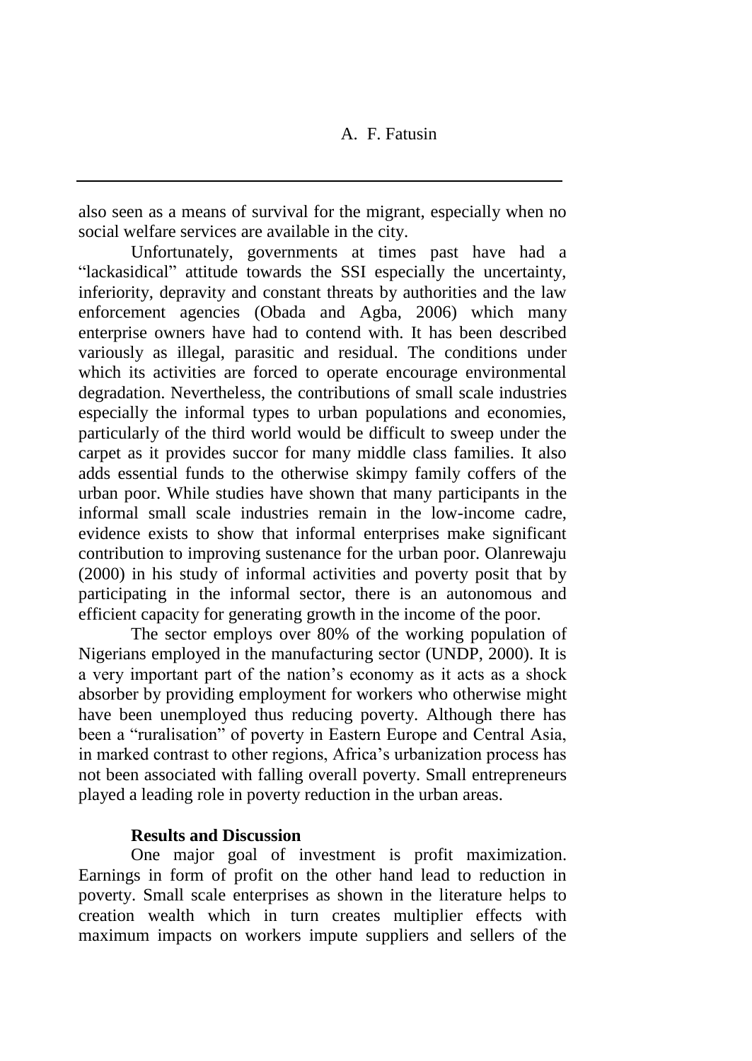also seen as a means of survival for the migrant, especially when no social welfare services are available in the city.

Unfortunately, governments at times past have had a "lackasidical" attitude towards the SSI especially the uncertainty, inferiority, depravity and constant threats by authorities and the law enforcement agencies (Obada and Agba, 2006) which many enterprise owners have had to contend with. It has been described variously as illegal, parasitic and residual. The conditions under which its activities are forced to operate encourage environmental degradation. Nevertheless, the contributions of small scale industries especially the informal types to urban populations and economies, particularly of the third world would be difficult to sweep under the carpet as it provides succor for many middle class families. It also adds essential funds to the otherwise skimpy family coffers of the urban poor. While studies have shown that many participants in the informal small scale industries remain in the low-income cadre, evidence exists to show that informal enterprises make significant contribution to improving sustenance for the urban poor. Olanrewaju (2000) in his study of informal activities and poverty posit that by participating in the informal sector, there is an autonomous and efficient capacity for generating growth in the income of the poor.

The sector employs over 80% of the working population of Nigerians employed in the manufacturing sector (UNDP, 2000). It is a very important part of the nation's economy as it acts as a shock absorber by providing employment for workers who otherwise might have been unemployed thus reducing poverty. Although there has been a "ruralisation" of poverty in Eastern Europe and Central Asia, in marked contrast to other regions, Africa's urbanization process has not been associated with falling overall poverty. Small entrepreneurs played a leading role in poverty reduction in the urban areas.

**Results and Discussion**

One major goal of investment is profit maximization. Earnings in form of profit on the other hand lead to reduction in poverty. Small scale enterprises as shown in the literature helps to creation wealth which in turn creates multiplier effects with maximum impacts on workers impute suppliers and sellers of the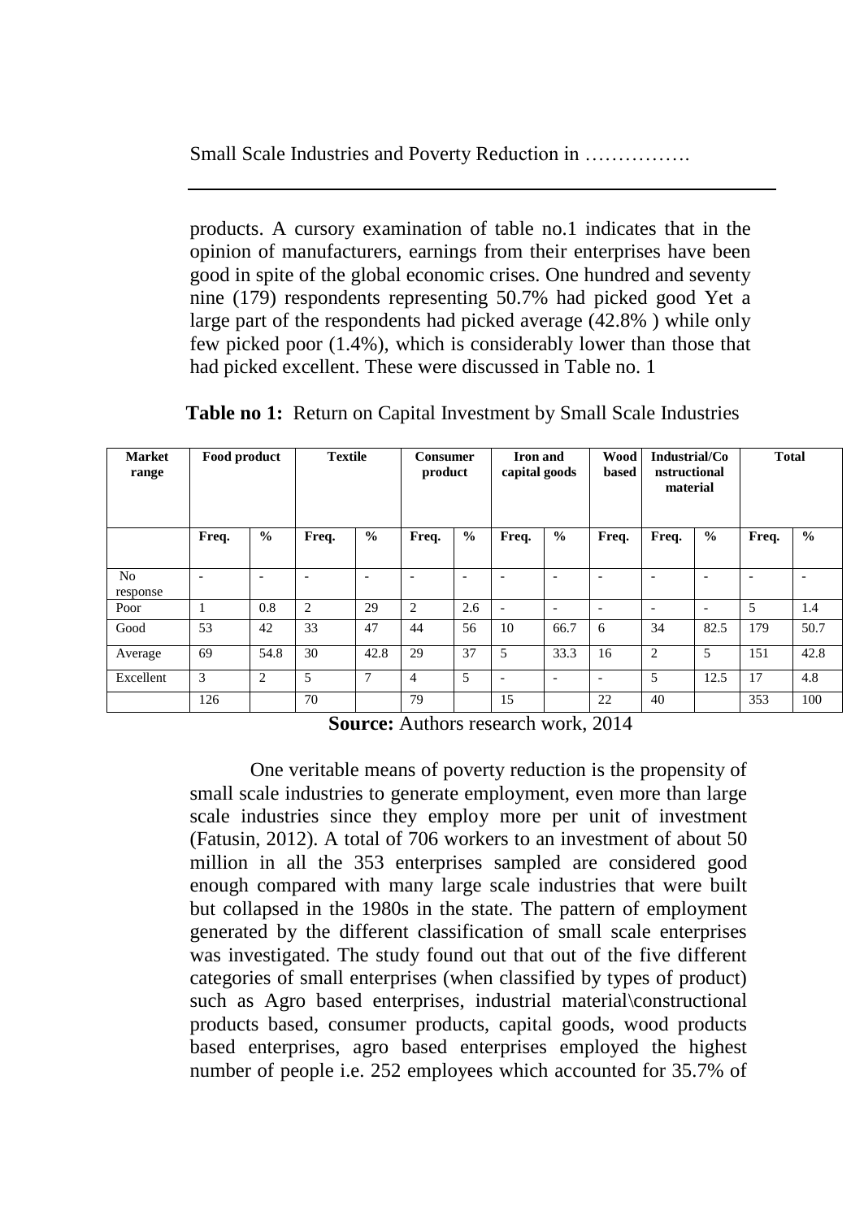products. A cursory examination of table no.1 indicates that in the opinion of manufacturers, earnings from their enterprises have been good in spite of the global economic crises. One hundred and seventy nine (179) respondents representing 50.7% had picked good Yet a large part of the respondents had picked average (42.8% ) while only few picked poor (1.4%), which is considerably lower than those that had picked excellent. These were discussed in Table no. 1

**Table no 1:** Return on Capital Investment by Small Scale Industries

| Market range | Food product | | Textile | | Consumer product | | Iron and capital goods | | Wood based | Industrial/Constructional material | | Total | |
|---|---|---|---|---|---|---|---|---|---|---|---|---|---|
| | Freq. | % | Freq. | % | Freq. | % | Freq. | % | Freq. | Freq. | % | Freq. | % |
| No response | - | - | - | - | - | - | - | - | - | - | - | - | - |
| Poor | 1 | 0.8 | 2 | 29 | 2 | 2.6 | - | - | - | - | - | 5 | 1.4 |
| Good | 53 | 42 | 33 | 47 | 44 | 56 | 10 | 66.7 | 6 | 34 | 82.5 | 179 | 50.7 |
| Average | 69 | 54.8 | 30 | 42.8 | 29 | 37 | 5 | 33.3 | 16 | 2 | 5 | 151 | 42.8 |
| Excellent | 3 | 2 | 5 | 7 | 4 | 5 | - | - | - | 5 | 12.5 | 17 | 4.8 |
| | 126 | | 70 | | 79 | | 15 | | 22 | 40 | | 353 | 100 |

**Source:** Authors research work, 2014

One veritable means of poverty reduction is the propensity of small scale industries to generate employment, even more than large scale industries since they employ more per unit of investment (Fatusin, 2012). A total of 706 workers to an investment of about 50 million in all the 353 enterprises sampled are considered good enough compared with many large scale industries that were built but collapsed in the 1980s in the state. The pattern of employment generated by the different classification of small scale enterprises was investigated. The study found out that out of the five different categories of small enterprises (when classified by types of product) such as Agro based enterprises, industrial material\constructional products based, consumer products, capital goods, wood products based enterprises, agro based enterprises employed the highest number of people i.e. 252 employees which accounted for 35.7% of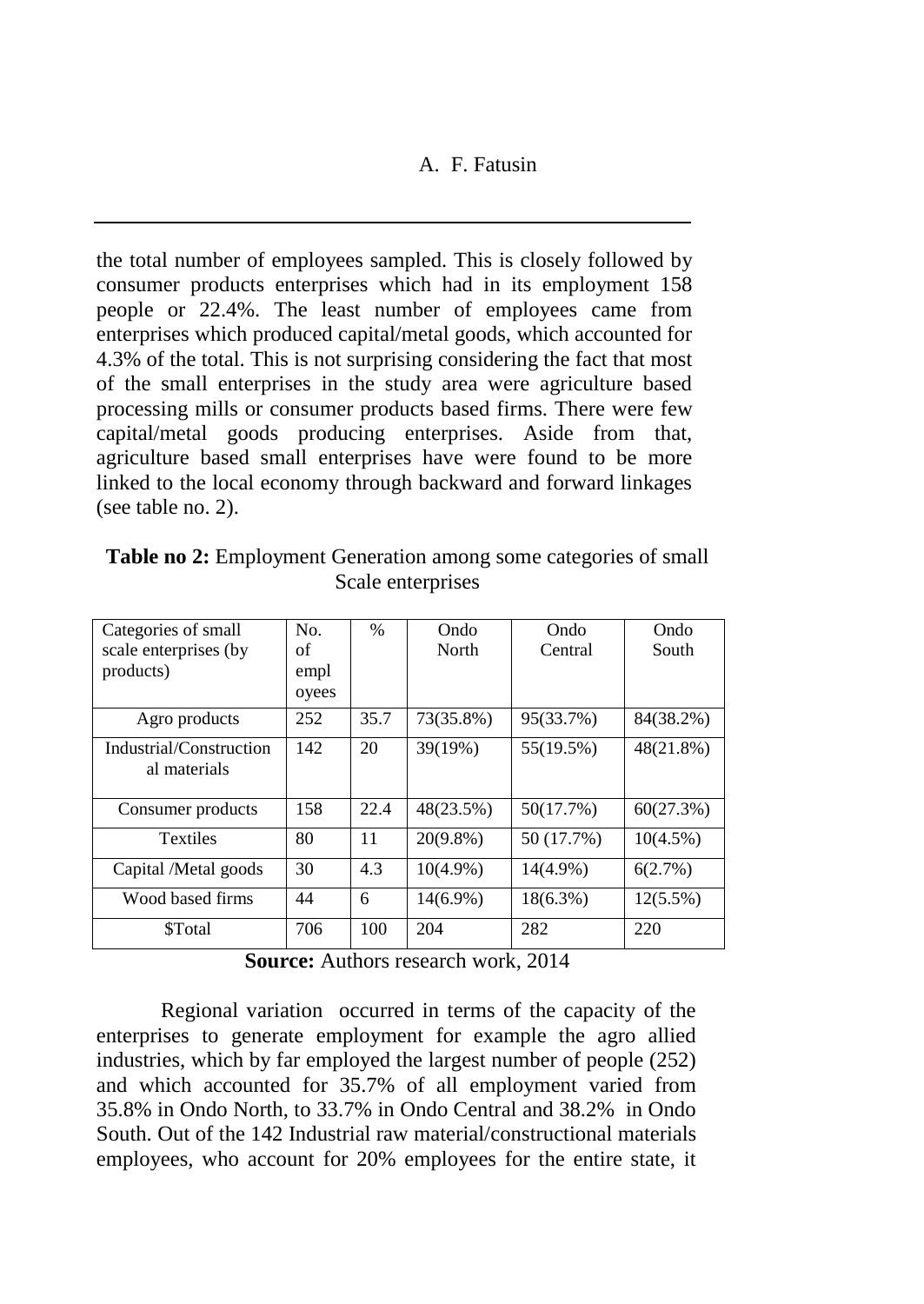the total number of employees sampled. This is closely followed by consumer products enterprises which had in its employment 158 people or 22.4%. The least number of employees came from enterprises which produced capital/metal goods, which accounted for 4.3% of the total. This is not surprising considering the fact that most of the small enterprises in the study area were agriculture based processing mills or consumer products based firms. There were few capital/metal goods producing enterprises. Aside from that, agriculture based small enterprises have were found to be more linked to the local economy through backward and forward linkages (see table no. 2).

**Table no 2:** Employment Generation among some categories of small Scale enterprises

| Categories of small scale enterprises (by products) | No. of employees | % | Ondo North | Ondo Central | Ondo South |
|---|---|---|---|---|---|
| Agro products | 252 | 35.7 | 73(35.8%) | 95(33.7%) | 84(38.2%) |
| Industrial/Constructional materials | 142 | 20 | 39(19%) | 55(19.5%) | 48(21.8%) |
| Consumer products | 158 | 22.4 | 48(23.5%) | 50(17.7%) | 60(27.3%) |
| Textiles | 80 | 11 | 20(9.8%) | 50 (17.7%) | 10(4.5%) |
| Capital /Metal goods | 30 | 4.3 | 10(4.9%) | 14(4.9%) | 6(2.7%) |
| Wood based firms | 44 | 6 | 14(6.9%) | 18(6.3%) | 12(5.5%) |
| $Total | 706 | 100 | 204 | 282 | 220 |

**Source:** Authors research work, 2014

Regional variation occurred in terms of the capacity of the enterprises to generate employment for example the agro allied industries, which by far employed the largest number of people (252) and which accounted for 35.7% of all employment varied from 35.8% in Ondo North, to 33.7% in Ondo Central and 38.2% in Ondo South. Out of the 142 Industrial raw material/constructional materials employees, who account for 20% employees for the entire state, it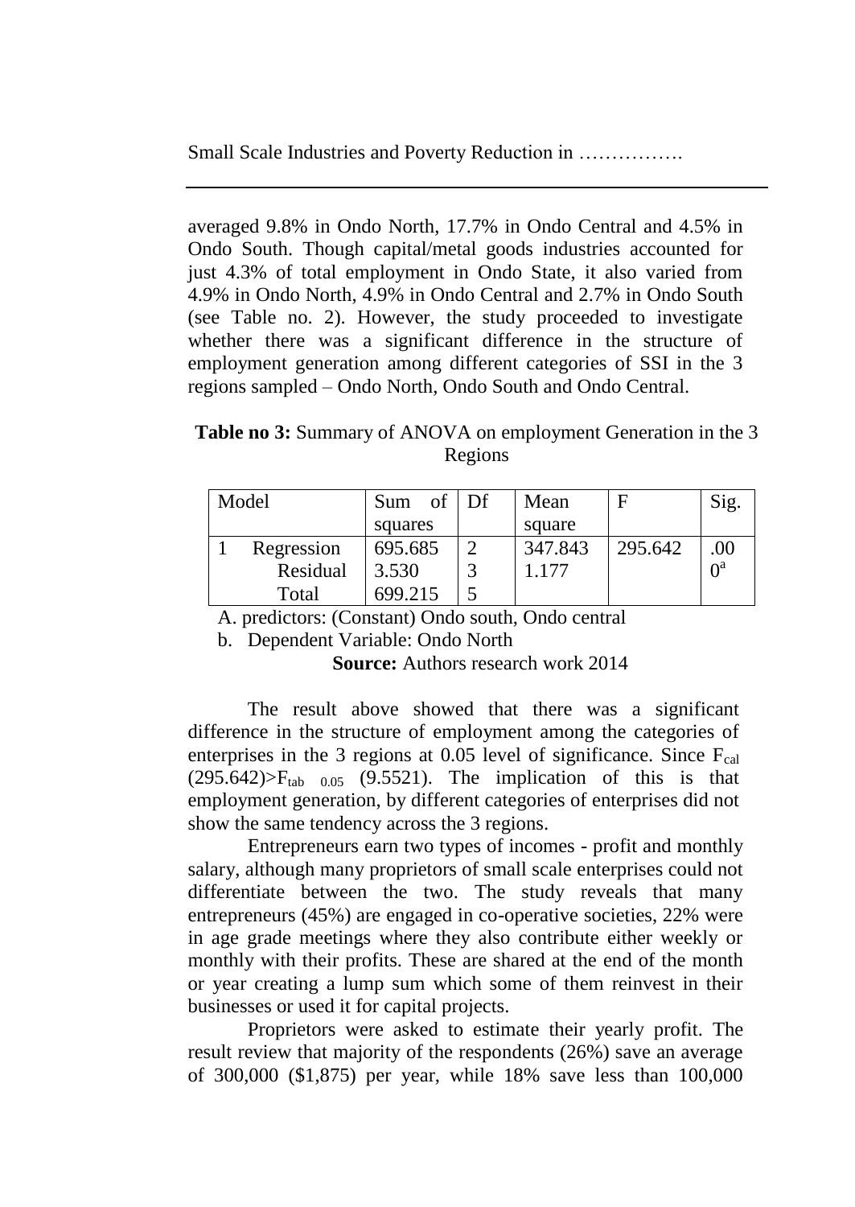averaged 9.8% in Ondo North, 17.7% in Ondo Central and 4.5% in Ondo South. Though capital/metal goods industries accounted for just 4.3% of total employment in Ondo State, it also varied from 4.9% in Ondo North, 4.9% in Ondo Central and 2.7% in Ondo South (see Table no. 2). However, the study proceeded to investigate whether there was a significant difference in the structure of employment generation among different categories of SSI in the 3 regions sampled – Ondo North, Ondo South and Ondo Central.

**Table no 3:** Summary of ANOVA on employment Generation in the 3 Regions

| Model | Sum of squares | Df | Mean square | F | Sig. |
|---|---|---|---|---|---|
| 1 Regression | 695.685 | 2 | 347.843 | 295.642 | .000[a] |
| Residual | 3.530 | 3 | 1.177 | | |
| Total | 699.215 | 5 | | | |

A. predictors: (Constant) Ondo south, Ondo central

b. Dependent Variable: Ondo North

**Source:** Authors research work 2014

The result above showed that there was a significant difference in the structure of employment among the categories of enterprises in the 3 regions at 0.05 level of significance. Since $F_{cal}$ (295.642)>$F_{tab\ 0.05}$ (9.5521). The implication of this is that employment generation, by different categories of enterprises did not show the same tendency across the 3 regions.

Entrepreneurs earn two types of incomes - profit and monthly salary, although many proprietors of small scale enterprises could not differentiate between the two. The study reveals that many entrepreneurs (45%) are engaged in co-operative societies, 22% were in age grade meetings where they also contribute either weekly or monthly with their profits. These are shared at the end of the month or year creating a lump sum which some of them reinvest in their businesses or used it for capital projects.

Proprietors were asked to estimate their yearly profit. The result review that majority of the respondents (26%) save an average of 300,000 ($1,875) per year, while 18% save less than 100,000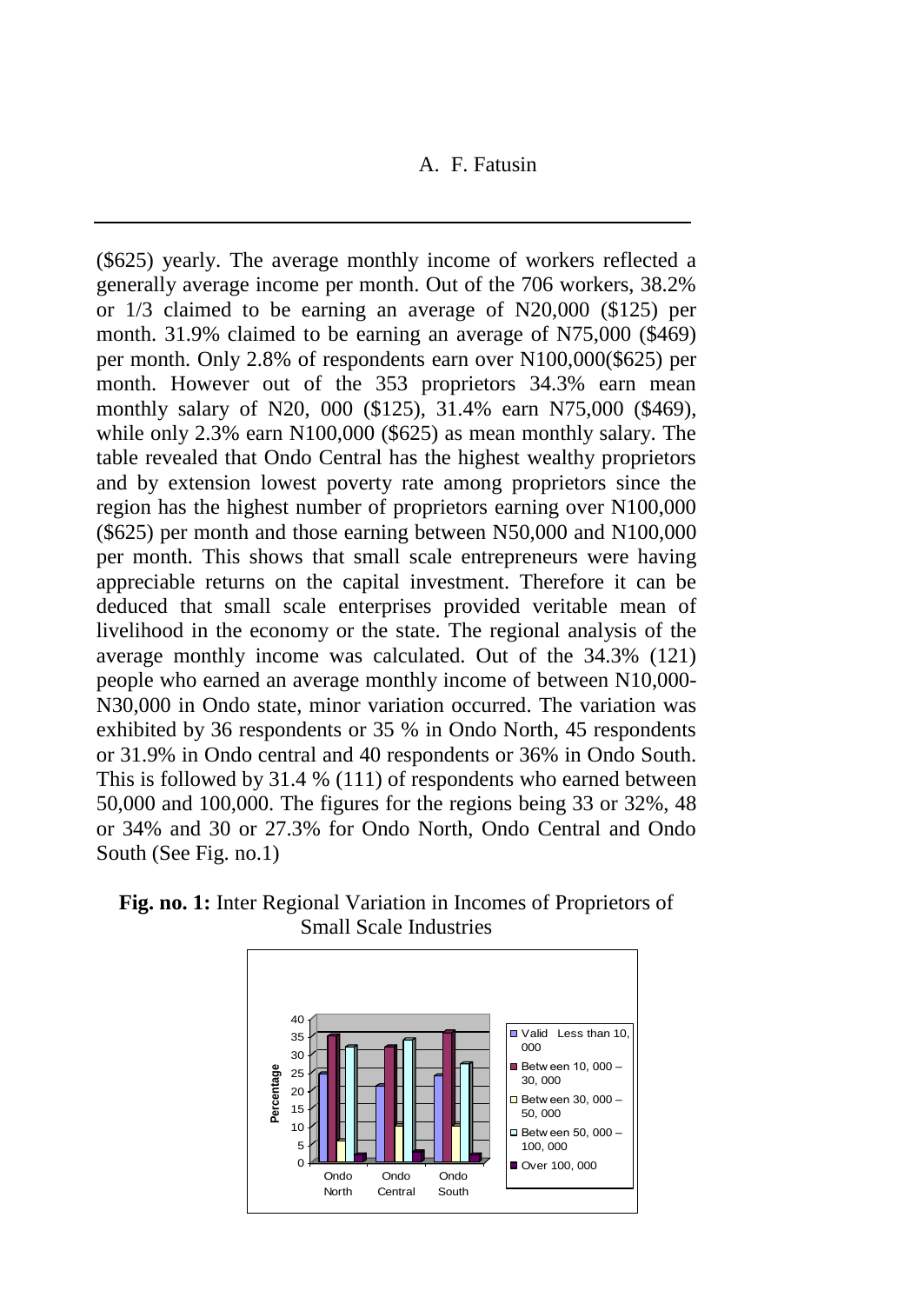($625) yearly. The average monthly income of workers reflected a generally average income per month. Out of the 706 workers, 38.2% or 1/3 claimed to be earning an average of N20,000 ($125) per month. 31.9% claimed to be earning an average of N75,000 ($469) per month. Only 2.8% of respondents earn over N100,000($625) per month. However out of the 353 proprietors 34.3% earn mean monthly salary of N20, 000 ($125), 31.4% earn N75,000 ($469), while only 2.3% earn N100,000 ($625) as mean monthly salary. The table revealed that Ondo Central has the highest wealthy proprietors and by extension lowest poverty rate among proprietors since the region has the highest number of proprietors earning over N100,000 ($625) per month and those earning between N50,000 and N100,000 per month. This shows that small scale entrepreneurs were having appreciable returns on the capital investment. Therefore it can be deduced that small scale enterprises provided veritable mean of livelihood in the economy or the state. The regional analysis of the average monthly income was calculated. Out of the 34.3% (121) people who earned an average monthly income of between N10,000-N30,000 in Ondo state, minor variation occurred. The variation was exhibited by 36 respondents or 35 % in Ondo North, 45 respondents or 31.9% in Ondo central and 40 respondents or 36% in Ondo South. This is followed by 31.4 % (111) of respondents who earned between 50,000 and 100,000. The figures for the regions being 33 or 32%, 48 or 34% and 30 or 27.3% for Ondo North, Ondo Central and Ondo South (See Fig. no.1)

**Fig. no. 1:** Inter Regional Variation in Incomes of Proprietors of Small Scale Industries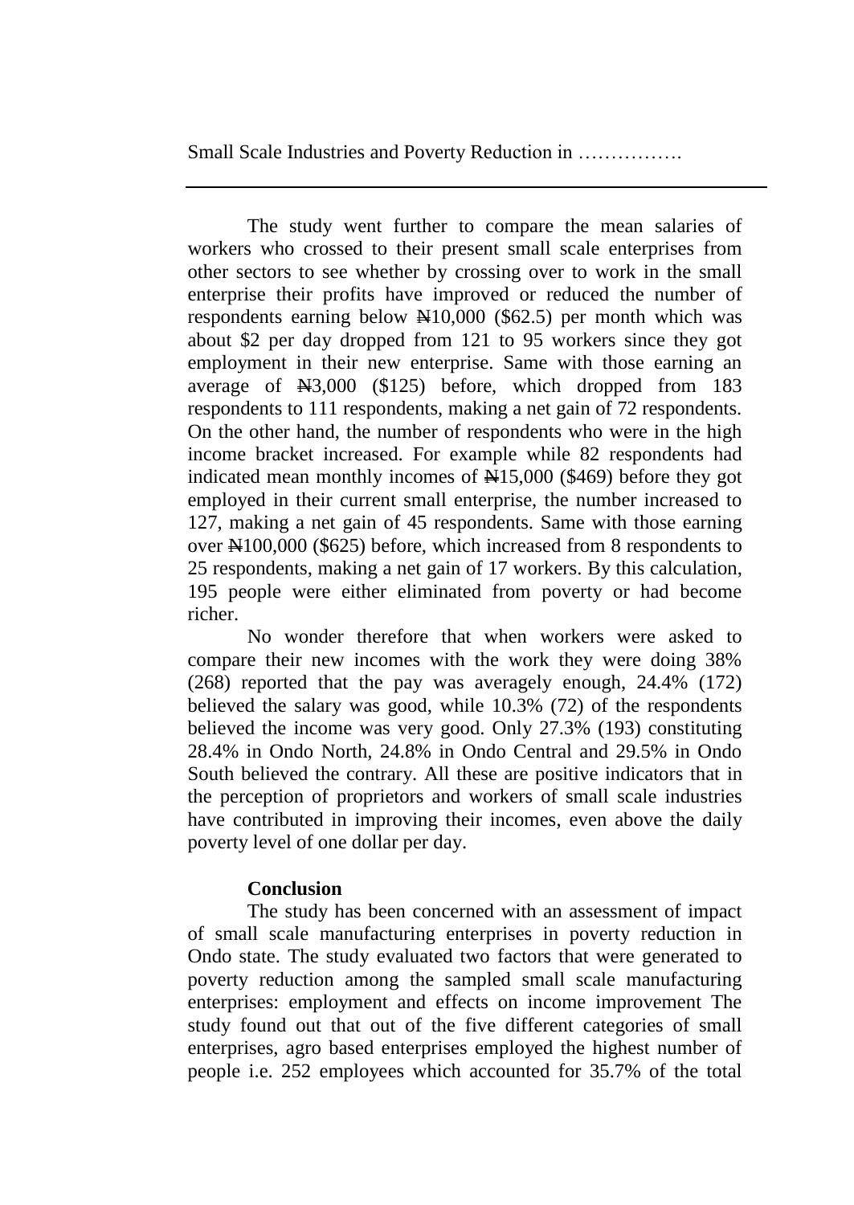The study went further to compare the mean salaries of workers who crossed to their present small scale enterprises from other sectors to see whether by crossing over to work in the small enterprise their profits have improved or reduced the number of respondents earning below ₦10,000 ($62.5) per month which was about $2 per day dropped from 121 to 95 workers since they got employment in their new enterprise. Same with those earning an average of ₦3,000 ($125) before, which dropped from 183 respondents to 111 respondents, making a net gain of 72 respondents. On the other hand, the number of respondents who were in the high income bracket increased. For example while 82 respondents had indicated mean monthly incomes of ₦15,000 ($469) before they got employed in their current small enterprise, the number increased to 127, making a net gain of 45 respondents. Same with those earning over ₦100,000 ($625) before, which increased from 8 respondents to 25 respondents, making a net gain of 17 workers. By this calculation, 195 people were either eliminated from poverty or had become richer.

No wonder therefore that when workers were asked to compare their new incomes with the work they were doing 38% (268) reported that the pay was averagely enough, 24.4% (172) believed the salary was good, while 10.3% (72) of the respondents believed the income was very good. Only 27.3% (193) constituting 28.4% in Ondo North, 24.8% in Ondo Central and 29.5% in Ondo South believed the contrary. All these are positive indicators that in the perception of proprietors and workers of small scale industries have contributed in improving their incomes, even above the daily poverty level of one dollar per day.

**Conclusion**

The study has been concerned with an assessment of impact of small scale manufacturing enterprises in poverty reduction in Ondo state. The study evaluated two factors that were generated to poverty reduction among the sampled small scale manufacturing enterprises: employment and effects on income improvement The study found out that out of the five different categories of small enterprises, agro based enterprises employed the highest number of people i.e. 252 employees which accounted for 35.7% of the total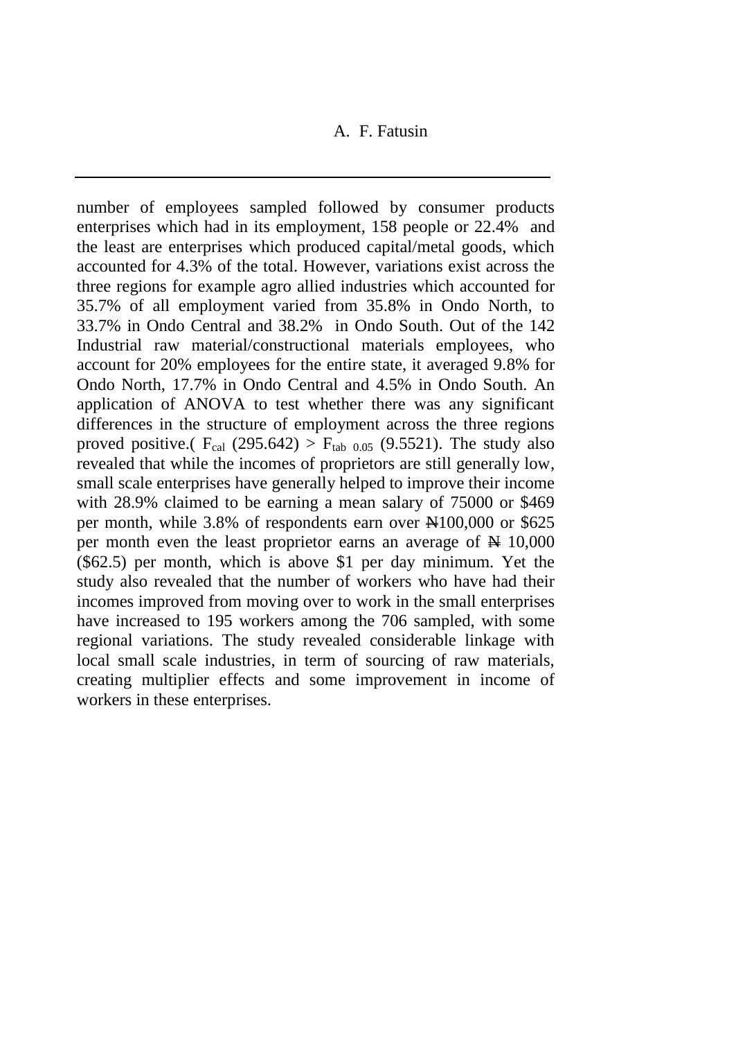number of employees sampled followed by consumer products enterprises which had in its employment, 158 people or 22.4% and the least are enterprises which produced capital/metal goods, which accounted for 4.3% of the total. However, variations exist across the three regions for example agro allied industries which accounted for 35.7% of all employment varied from 35.8% in Ondo North, to 33.7% in Ondo Central and 38.2% in Ondo South. Out of the 142 Industrial raw material/constructional materials employees, who account for 20% employees for the entire state, it averaged 9.8% for Ondo North, 17.7% in Ondo Central and 4.5% in Ondo South. An application of ANOVA to test whether there was any significant differences in the structure of employment across the three regions proved positive.( $F_{cal}$ (295.642) > $F_{tab\ 0.05}$ (9.5521). The study also revealed that while the incomes of proprietors are still generally low, small scale enterprises have generally helped to improve their income with 28.9% claimed to be earning a mean salary of 75000 or \$469 per month, while 3.8% of respondents earn over ₦100,000 or \$625 per month even the least proprietor earns an average of ₦ 10,000 (\$62.5) per month, which is above \$1 per day minimum. Yet the study also revealed that the number of workers who have had their incomes improved from moving over to work in the small enterprises have increased to 195 workers among the 706 sampled, with some regional variations. The study revealed considerable linkage with local small scale industries, in term of sourcing of raw materials, creating multiplier effects and some improvement in income of workers in these enterprises.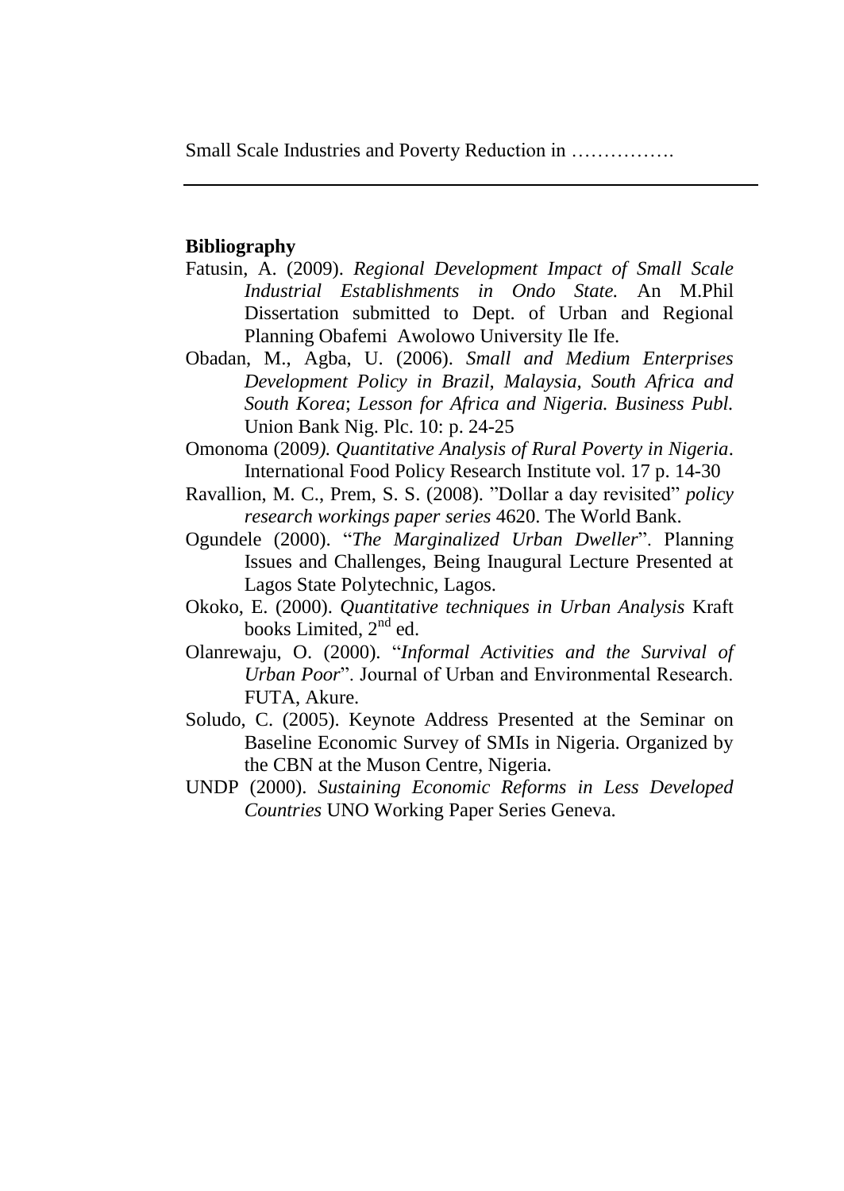## Bibliography

Fatusin, A. (2009). *Regional Development Impact of Small Scale Industrial Establishments in Ondo State.* An M.Phil Dissertation submitted to Dept. of Urban and Regional Planning Obafemi Awolowo University Ile Ife.

Obadan, M., Agba, U. (2006). *Small and Medium Enterprises Development Policy in Brazil, Malaysia, South Africa and South Korea*; *Lesson for Africa and Nigeria. Business Publ.* Union Bank Nig. Plc. 10: p. 24-25

Omonoma (2009*). Quantitative Analysis of Rural Poverty in Nigeria*. International Food Policy Research Institute vol. 17 p. 14-30

Ravallion, M. C., Prem, S. S. (2008). "Dollar a day revisited" *policy research workings paper series* 4620. The World Bank.

Ogundele (2000). "*The Marginalized Urban Dweller*". Planning Issues and Challenges, Being Inaugural Lecture Presented at Lagos State Polytechnic, Lagos.

Okoko, E. (2000). *Quantitative techniques in Urban Analysis* Kraft books Limited, 2nd ed.

Olanrewaju, O. (2000). "*Informal Activities and the Survival of Urban Poor*". Journal of Urban and Environmental Research. FUTA, Akure.

Soludo, C. (2005). Keynote Address Presented at the Seminar on Baseline Economic Survey of SMIs in Nigeria. Organized by the CBN at the Muson Centre, Nigeria.

UNDP (2000). *Sustaining Economic Reforms in Less Developed Countries* UNO Working Paper Series Geneva.